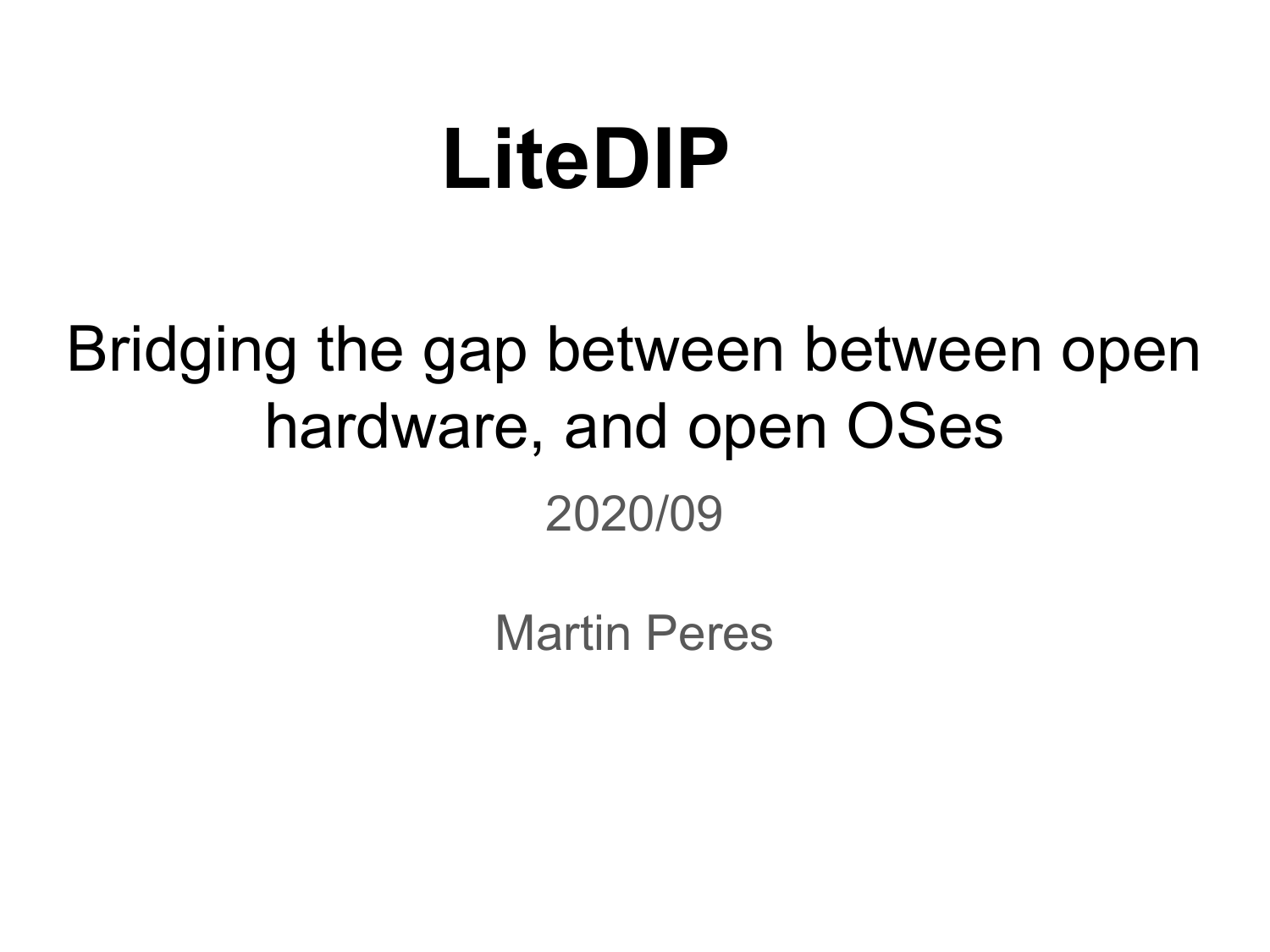# LiteDIP

## Bridging the gap between between open hardware, and open OSes

2020/09

Martin Peres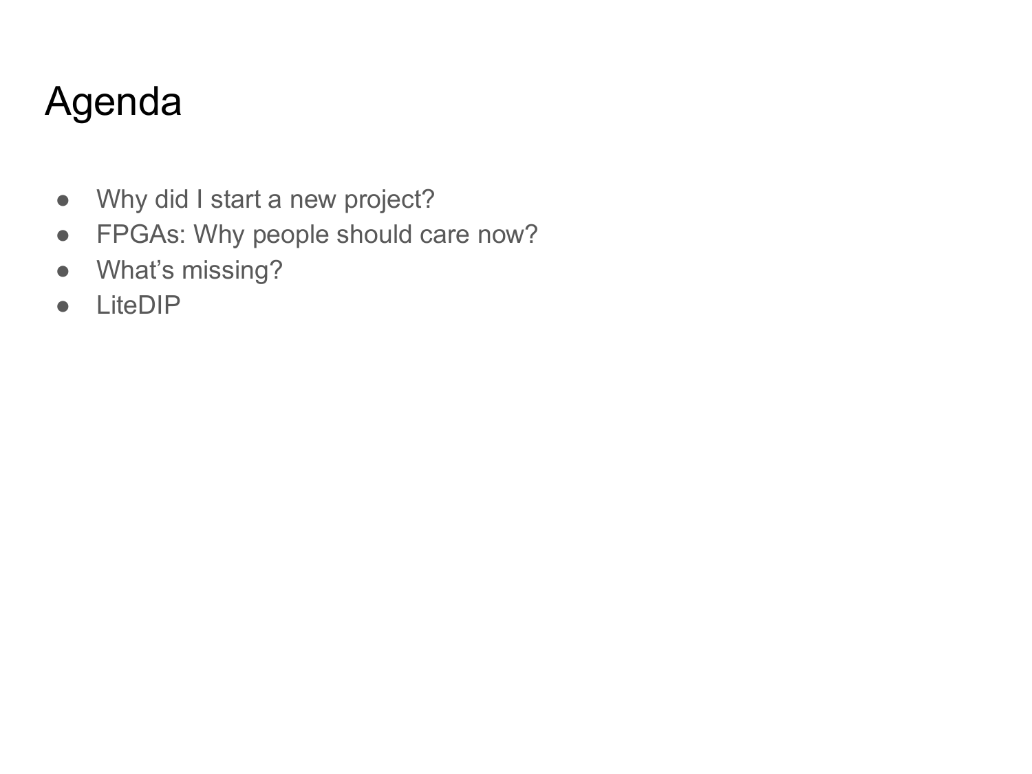# Agenda

- Why did I start a new project?
- FPGAs: Why people should care now?
- What’s missing?
- LiteDIP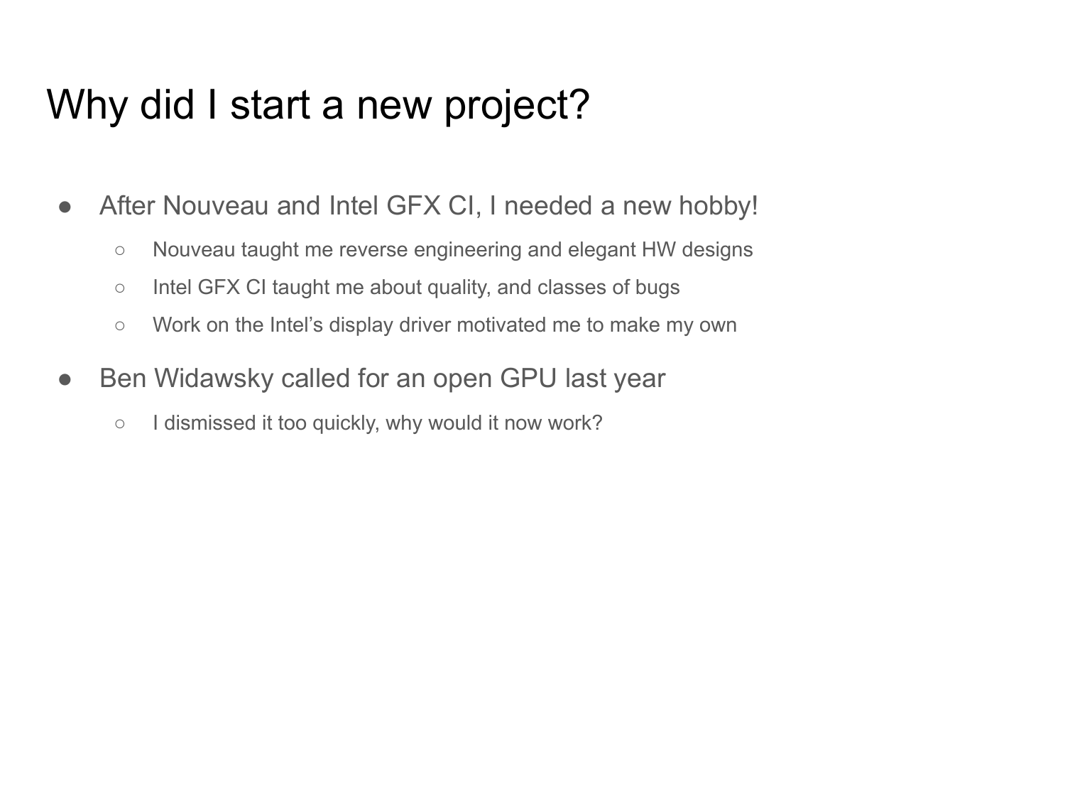# Why did I start a new project?

- After Nouveau and Intel GFX CI, I needed a new hobby!
  - Nouveau taught me reverse engineering and elegant HW designs
  - Intel GFX CI taught me about quality, and classes of bugs
  - Work on the Intel's display driver motivated me to make my own
- Ben Widawsky called for an open GPU last year
  - I dismissed it too quickly, why would it now work?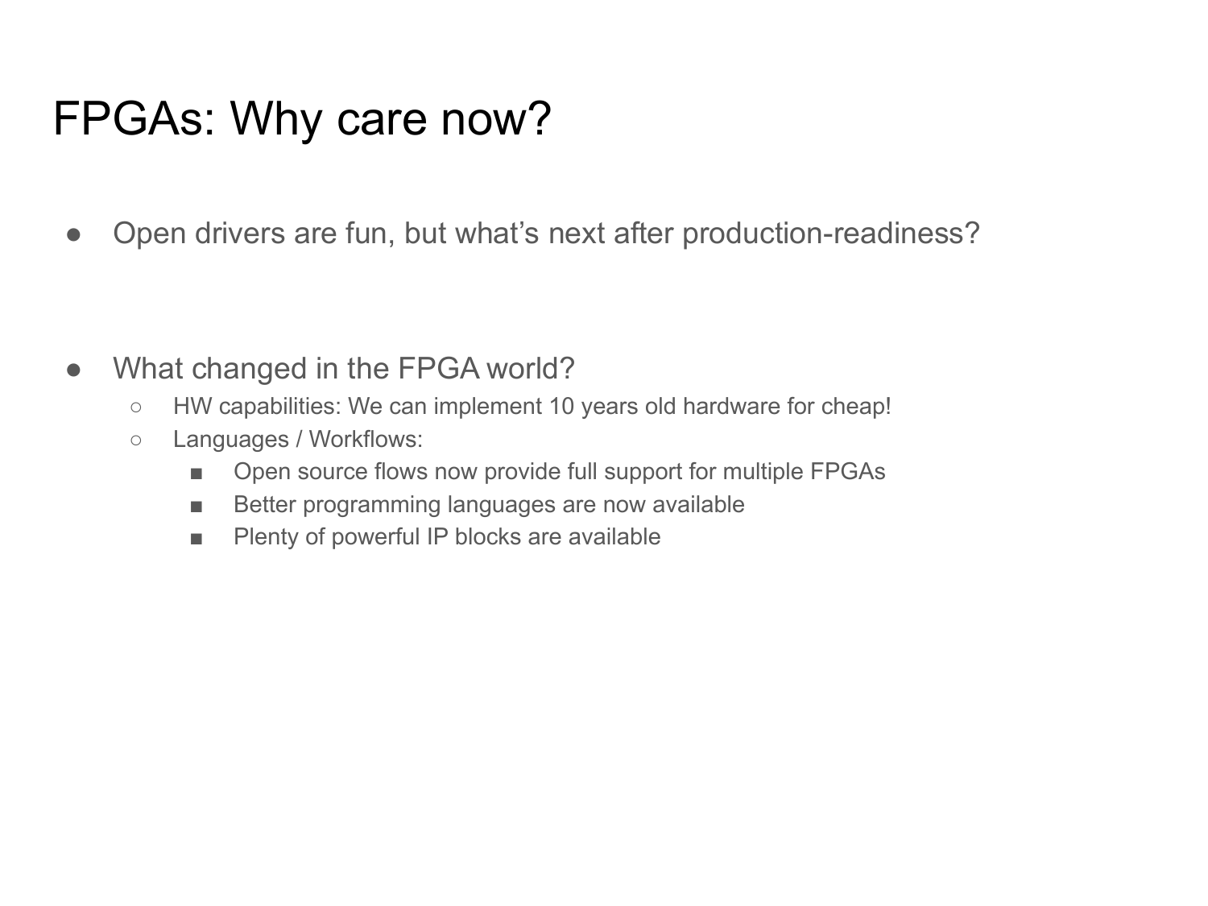# FPGAs: Why care now?

- Open drivers are fun, but what's next after production-readiness?

- What changed in the FPGA world?
  - HW capabilities: We can implement 10 years old hardware for cheap!
  - Languages / Workflows:
    - Open source flows now provide full support for multiple FPGAs
    - Better programming languages are now available
    - Plenty of powerful IP blocks are available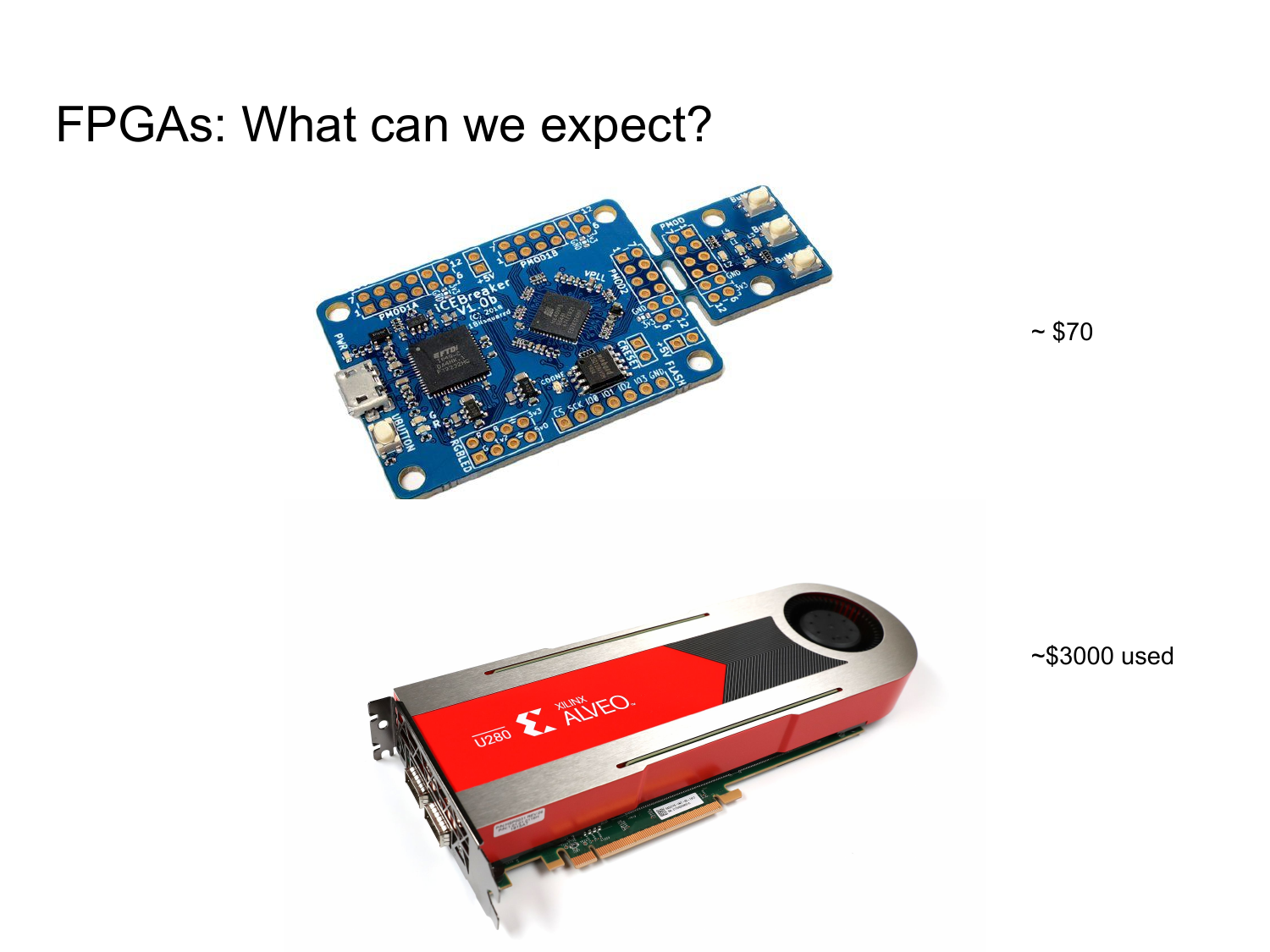# FPGAs: What can we expect?

~ $70

~$3000 used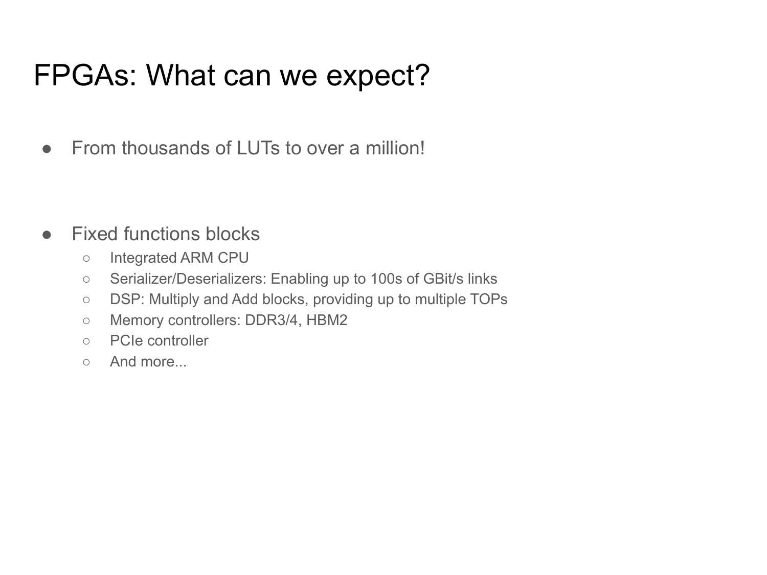# FPGAs: What can we expect?

- From thousands of LUTs to over a million!

- Fixed functions blocks
  - Integrated ARM CPU
  - Serializer/Deserializers: Enabling up to 100s of GBit/s links
  - DSP: Multiply and Add blocks, providing up to multiple TOPs
  - Memory controllers: DDR3/4, HBM2
  - PCIe controller
  - And more...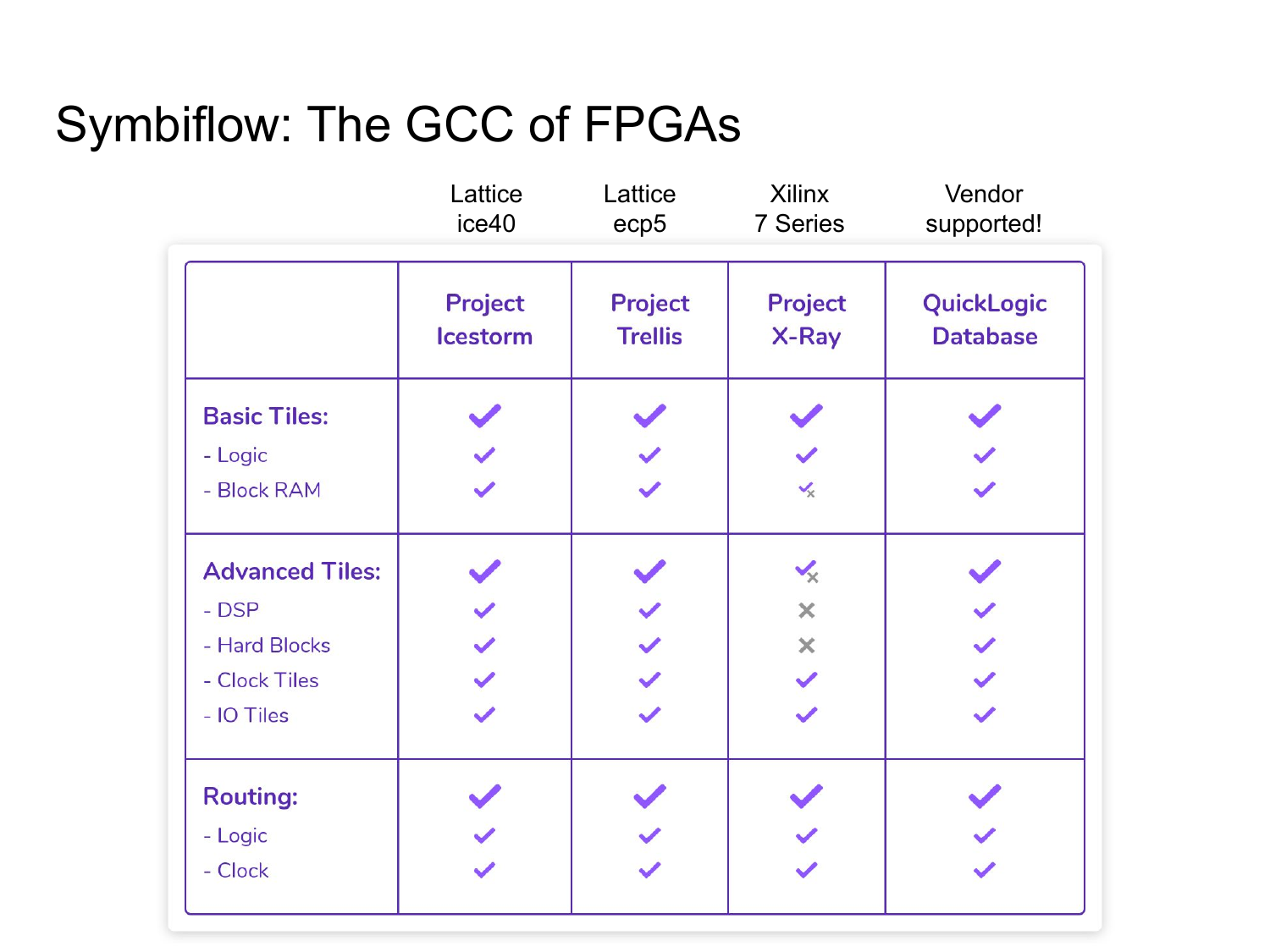# Symbiflow: The GCC of FPGAs

| | Lattice ice40 | Lattice ecp5 | Xilinx 7 Series | Vendor supported! |
|---|---|---|---|---|
| | **Project Icestorm** | **Project Trellis** | **Project X-Ray** | **QuickLogic Database** |
| **Basic Tiles:** | ✔ | ✔ | ✔ | ✔ |
| - Logic | ✔ | ✔ | ✔ | ✔ |
| - Block RAM | ✔ | ✔ | ✔✗ | ✔ |
| **Advanced Tiles:** | ✔ | ✔ | ✔✗ | ✔ |
| - DSP | ✔ | ✔ | ✗ | ✔ |
| - Hard Blocks | ✔ | ✔ | ✗ | ✔ |
| - Clock Tiles | ✔ | ✔ | ✔ | ✔ |
| - IO Tiles | ✔ | ✔ | ✔ | ✔ |
| **Routing:** | ✔ | ✔ | ✔ | ✔ |
| - Logic | ✔ | ✔ | ✔ | ✔ |
| - Clock | ✔ | ✔ | ✔ | ✔ |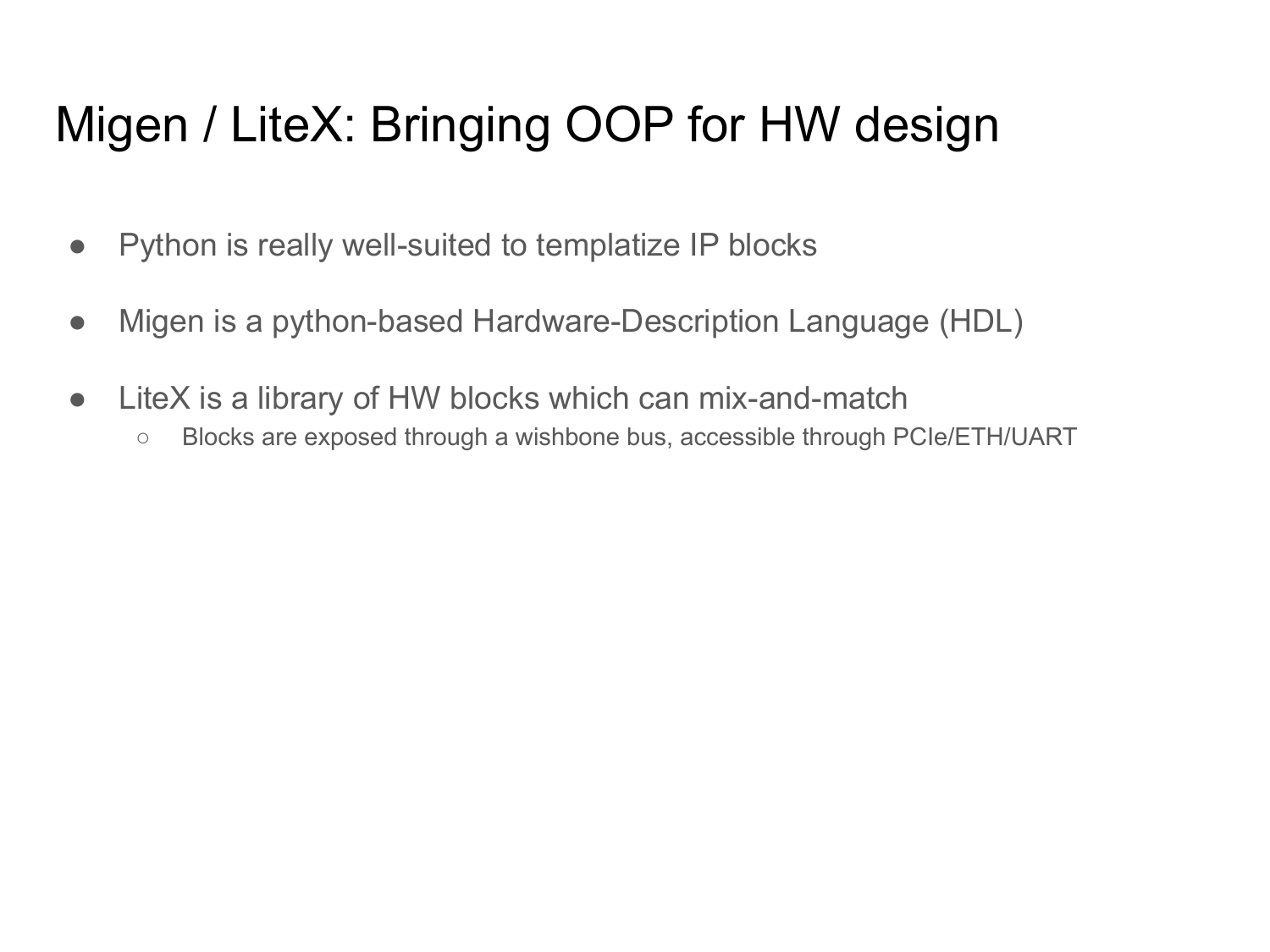# Migen / LiteX: Bringing OOP for HW design

- Python is really well-suited to templatize IP blocks
- Migen is a python-based Hardware-Description Language (HDL)
- LiteX is a library of HW blocks which can mix-and-match
  - Blocks are exposed through a wishbone bus, accessible through PCIe/ETH/UART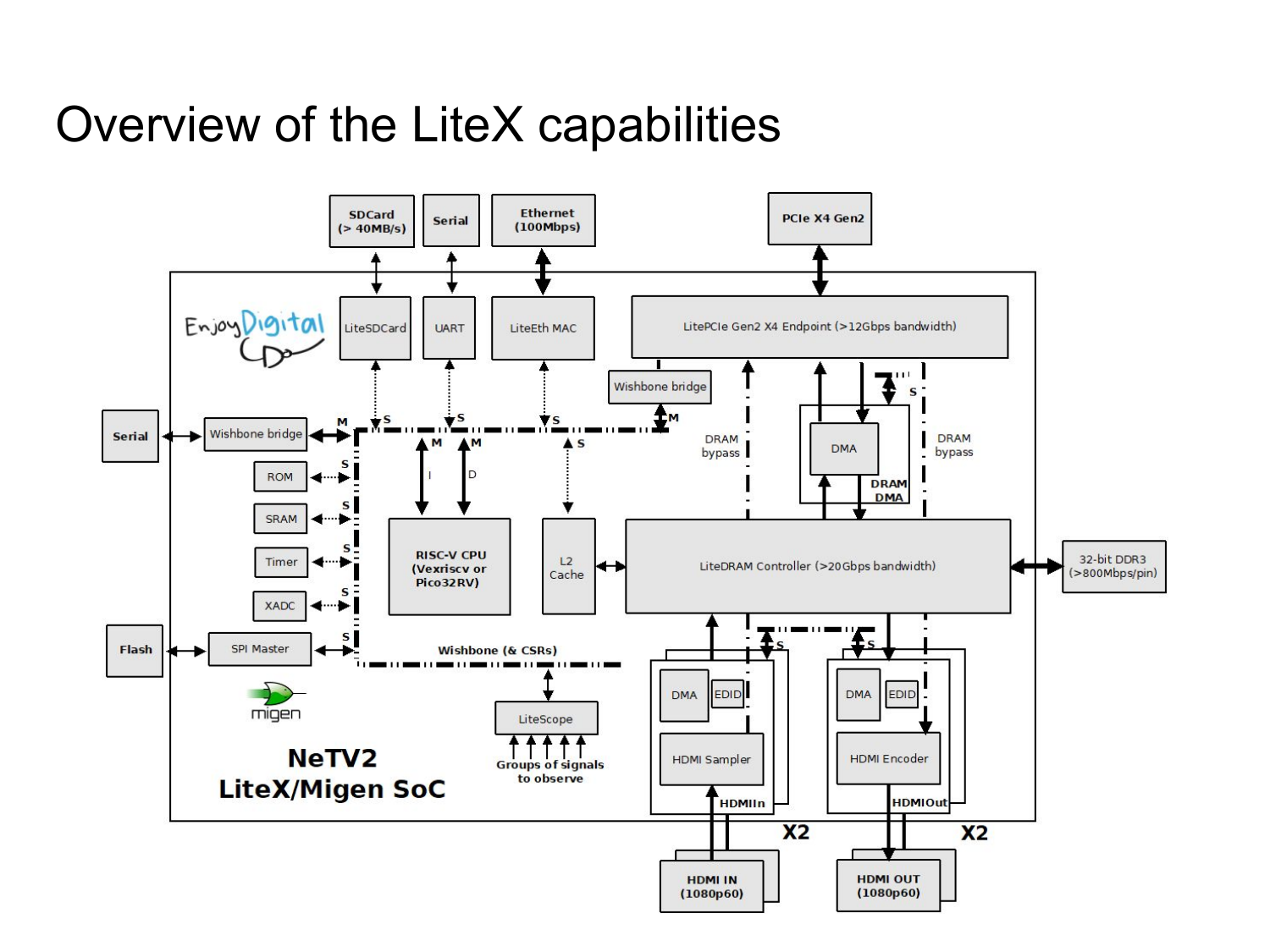# Overview of the LiteX capabilities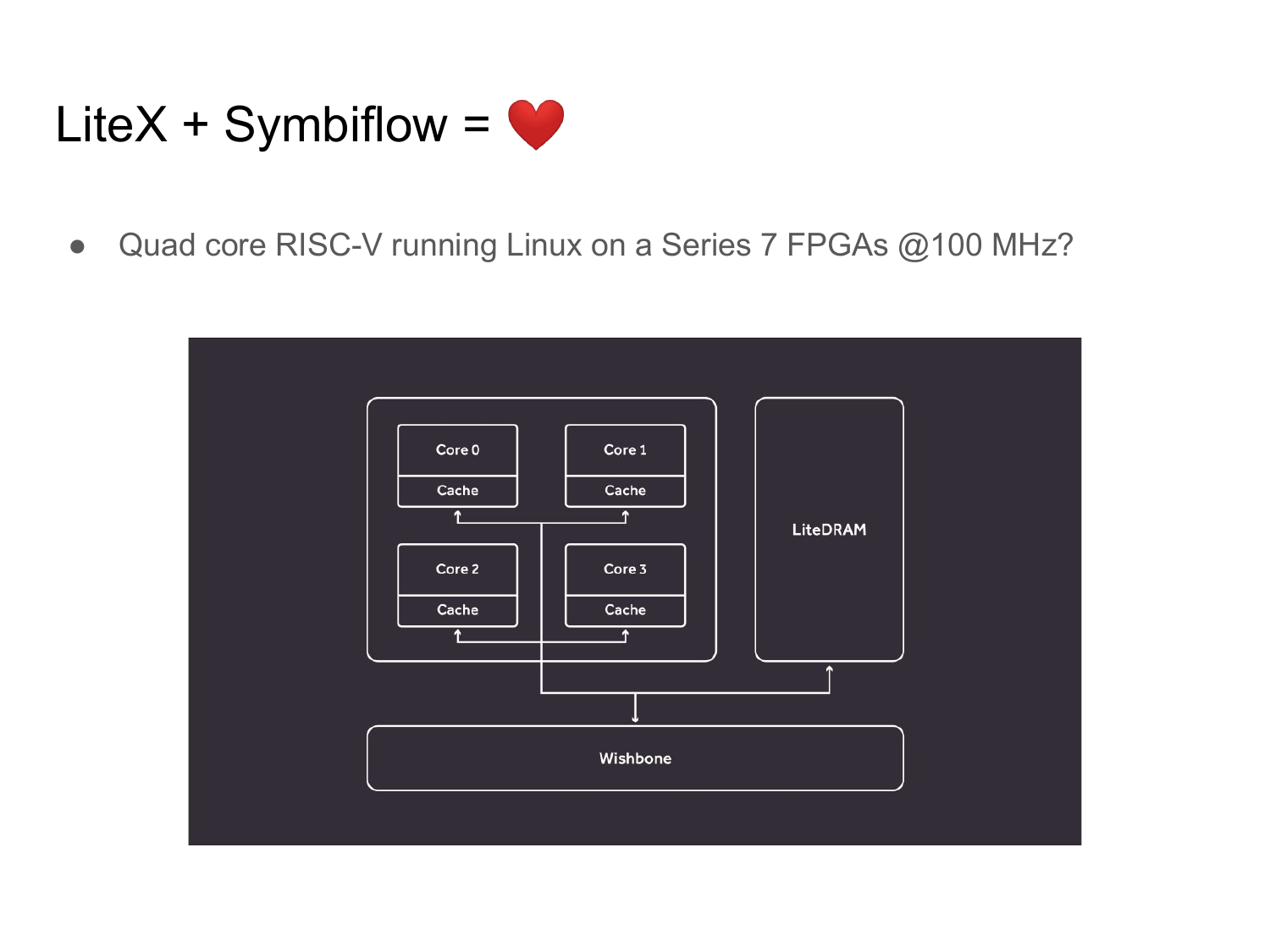# LiteX + Symbiflow = ❤️

- Quad core RISC-V running Linux on a Series 7 FPGAs @100 MHz?

Core 0

Cache

Core 1

Cache

Core 2

Cache

Core 3

Cache

LiteDRAM

Wishbone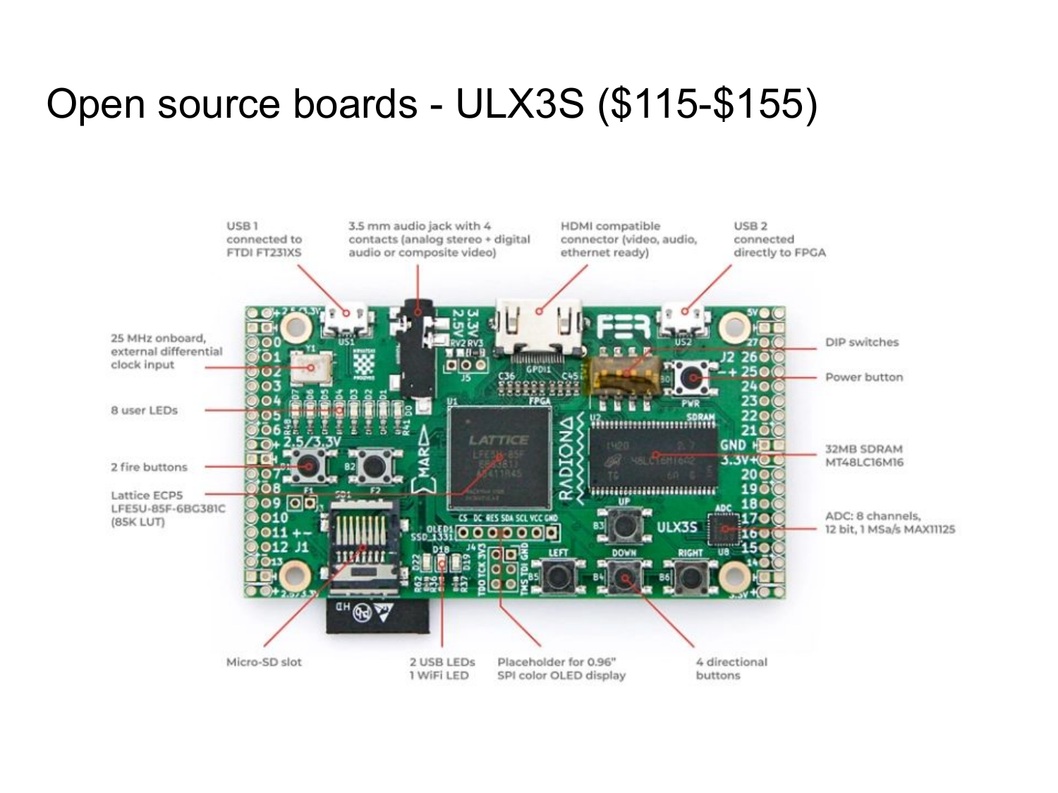# Open source boards - ULX3S ($115-$155)

USB 1 connected to FTDI FT231XS

3.5 mm audio jack with 4 contacts (analog stereo + digital audio or composite video)

HDMI compatible connector (video, audio, ethernet ready)

USB 2 connected directly to FPGA

25 MHz onboard, external differential clock input

DIP switches

Power button

8 user LEDs

32MB SDRAM MT48LC16M16

2 fire buttons

Lattice ECP5 LFE5U-85F-6BG381C (85K LUT)

ADC: 8 channels, 12 bit, 1 MSa/s MAX11125

Micro-SD slot

2 USB LEDs
1 WiFi LED

Placeholder for 0.96" SPI color OLED display

4 directional buttons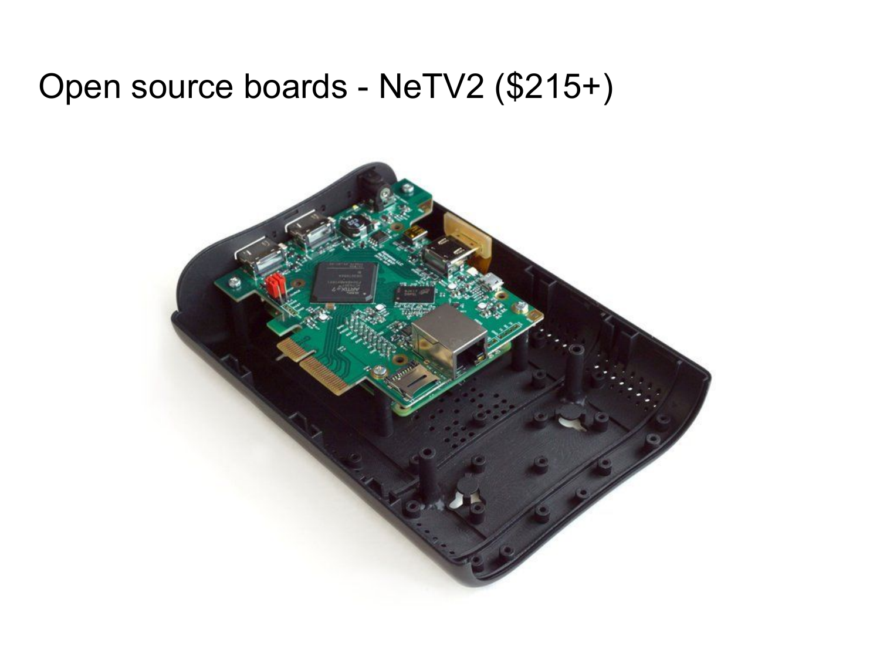# Open source boards - NeTV2 ($215+)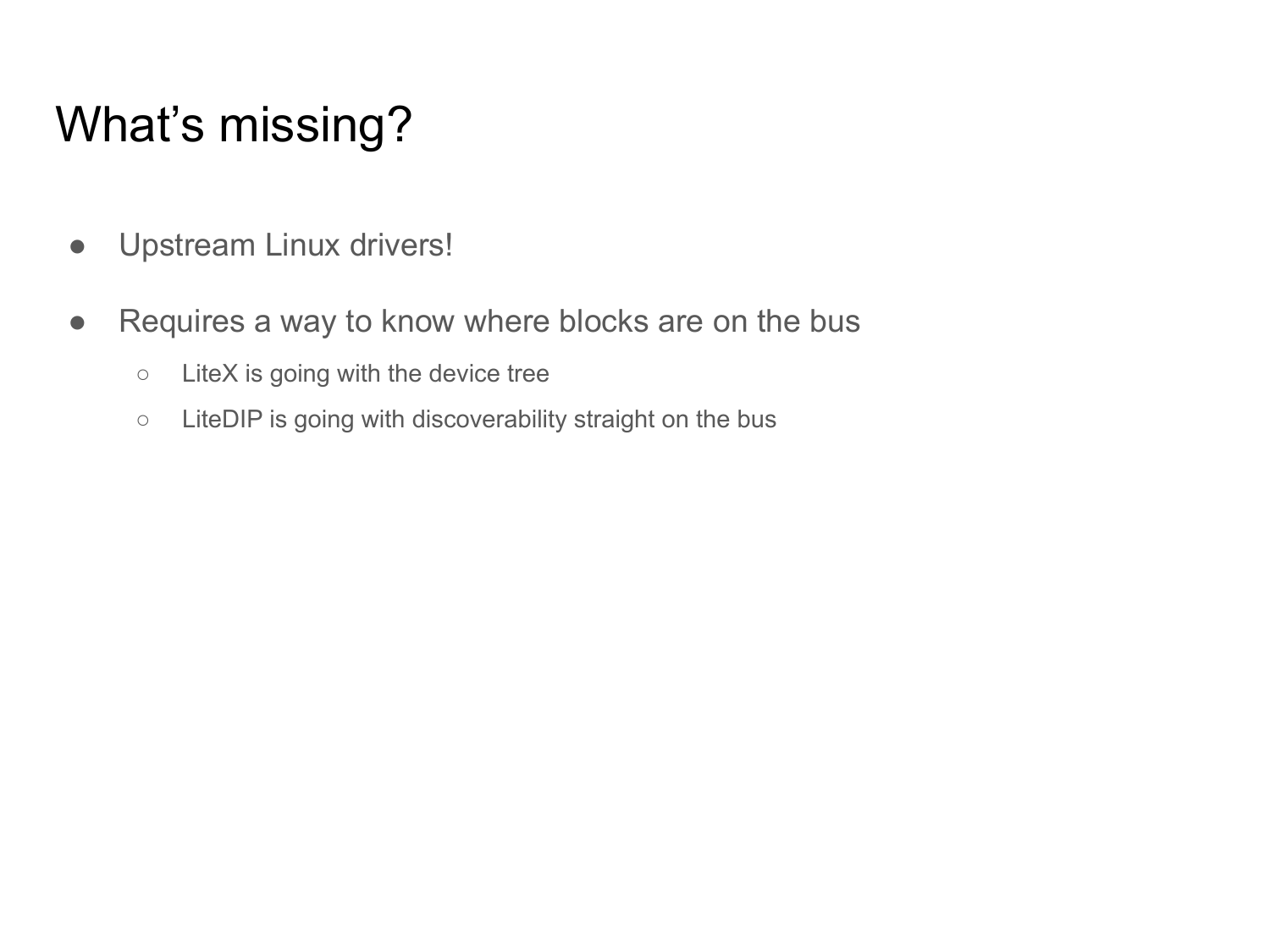# What's missing?

- Upstream Linux drivers!
- Requires a way to know where blocks are on the bus
  - LiteX is going with the device tree
  - LiteDIP is going with discoverability straight on the bus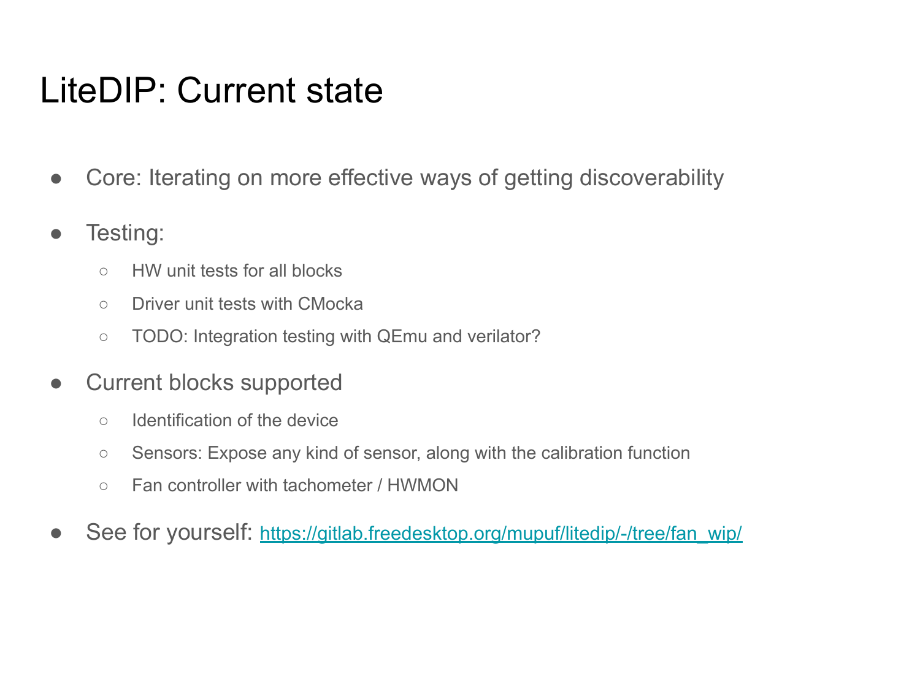# LiteDIP: Current state

- Core: Iterating on more effective ways of getting discoverability
- Testing:
  - HW unit tests for all blocks
  - Driver unit tests with CMocka
  - TODO: Integration testing with QEmu and verilator?
- Current blocks supported
  - Identification of the device
  - Sensors: Expose any kind of sensor, along with the calibration function
  - Fan controller with tachometer / HWMON
- See for yourself: [https://gitlab.freedesktop.org/mupuf/litedip/-/tree/fan_wip/](https://gitlab.freedesktop.org/mupuf/litedip/-/tree/fan_wip/)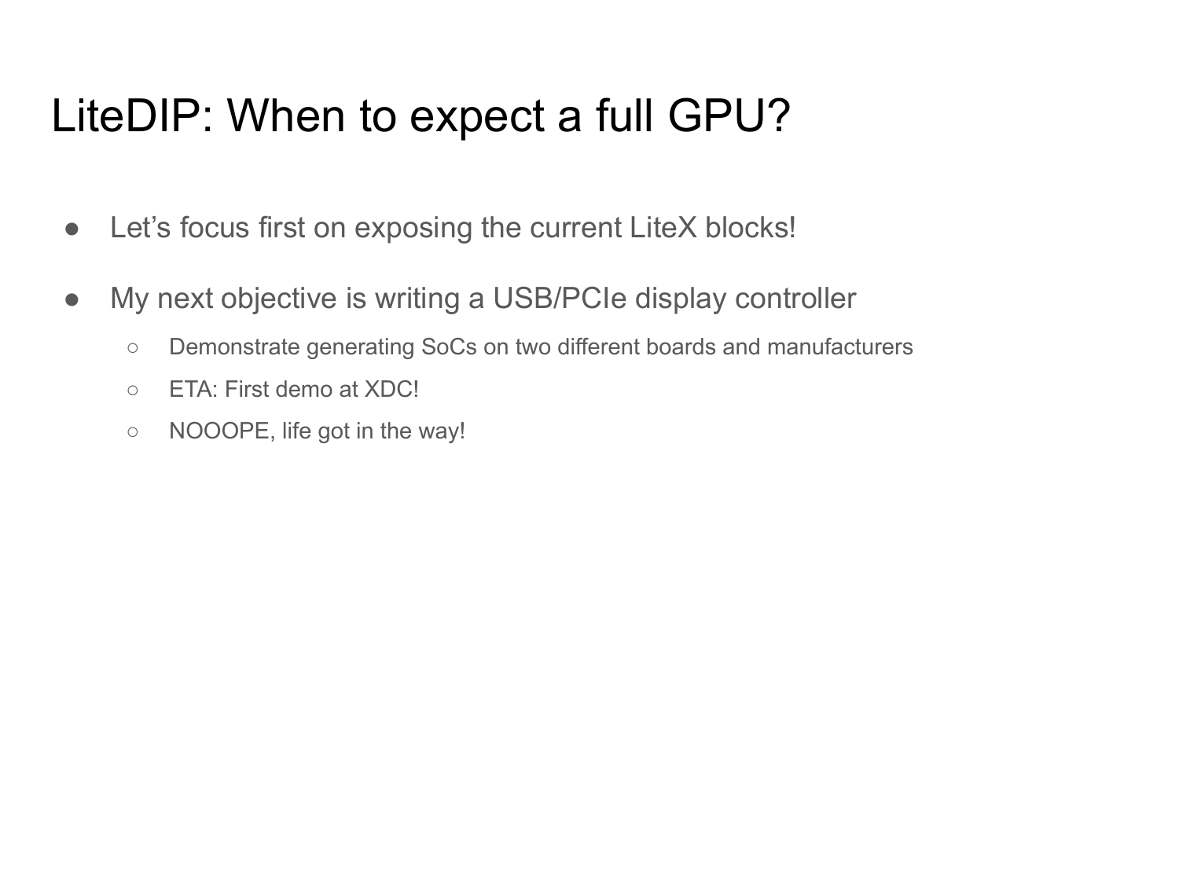# LiteDIP: When to expect a full GPU?

- Let's focus first on exposing the current LiteX blocks!
- My next objective is writing a USB/PCIe display controller
  - Demonstrate generating SoCs on two different boards and manufacturers
  - ETA: First demo at XDC!
  - NOOOPE, life got in the way!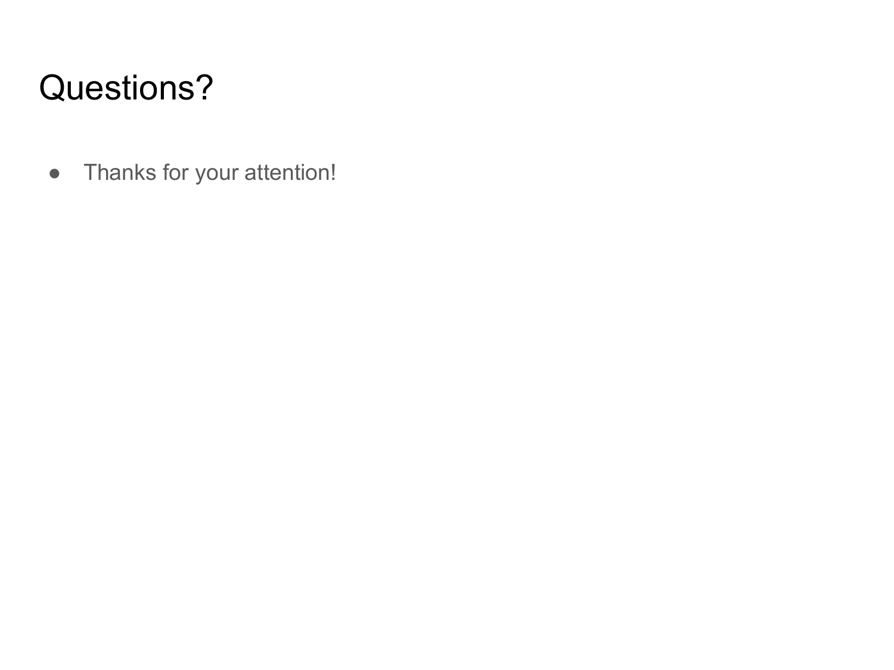# Questions?

- Thanks for your attention!